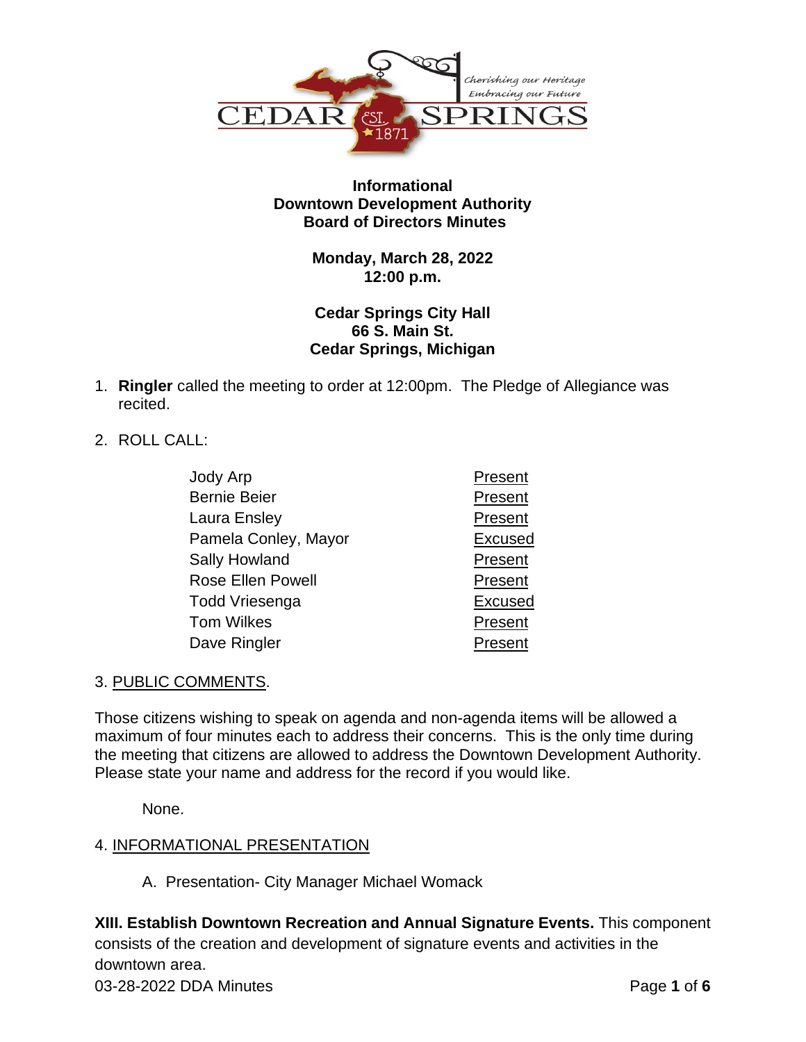# Informational
# Downtown Development Authority
# Board of Directors Minutes

**Monday, March 28, 2022**
**12:00 p.m.**

**Cedar Springs City Hall**
**66 S. Main St.**
**Cedar Springs, Michigan**

1. **Ringler** called the meeting to order at 12:00pm. The Pledge of Allegiance was recited.

2. ROLL CALL:

| | |
|---|---|
| Jody Arp | Present |
| Bernie Beier | Present |
| Laura Ensley | Present |
| Pamela Conley, Mayor | Excused |
| Sally Howland | Present |
| Rose Ellen Powell | Present |
| Todd Vriesenga | Excused |
| Tom Wilkes | Present |
| Dave Ringler | Present |

3. PUBLIC COMMENTS.

Those citizens wishing to speak on agenda and non-agenda items will be allowed a maximum of four minutes each to address their concerns. This is the only time during the meeting that citizens are allowed to address the Downtown Development Authority. Please state your name and address for the record if you would like.

None.

4. INFORMATIONAL PRESENTATION

A. Presentation- City Manager Michael Womack

**XIII. Establish Downtown Recreation and Annual Signature Events.** This component consists of the creation and development of signature events and activities in the downtown area.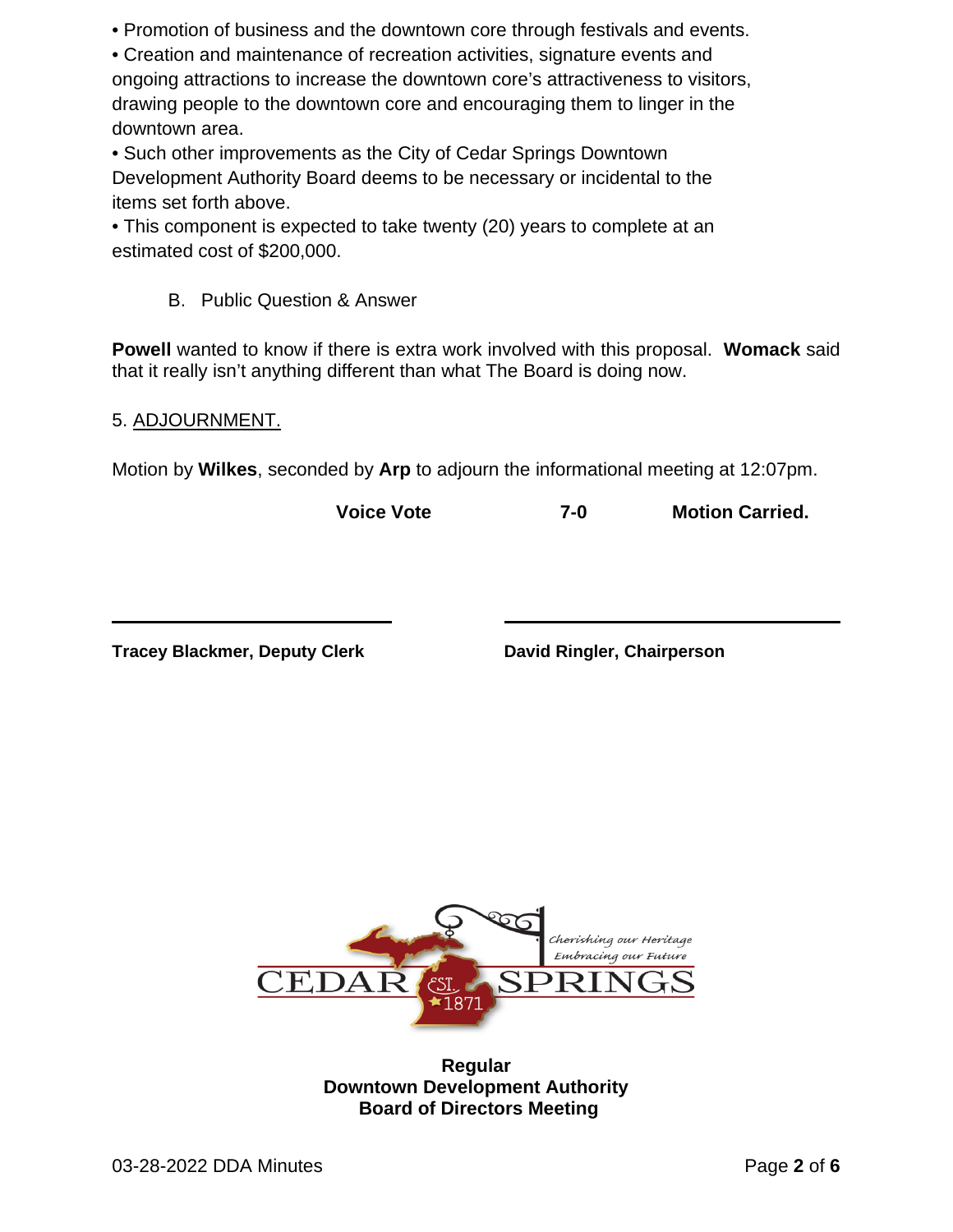- Promotion of business and the downtown core through festivals and events.
- Creation and maintenance of recreation activities, signature events and ongoing attractions to increase the downtown core's attractiveness to visitors, drawing people to the downtown core and encouraging them to linger in the downtown area.
- Such other improvements as the City of Cedar Springs Downtown Development Authority Board deems to be necessary or incidental to the items set forth above.
- This component is expected to take twenty (20) years to complete at an estimated cost of $200,000.

B. Public Question & Answer

**Powell** wanted to know if there is extra work involved with this proposal. **Womack** said that it really isn't anything different than what The Board is doing now.

5. ADJOURNMENT.

Motion by **Wilkes**, seconded by **Arp** to adjourn the informational meeting at 12:07pm.

**Voice Vote** **7-0** **Motion Carried.**

\_\_\_\_\_\_\_\_\_\_\_\_\_\_\_\_\_\_\_\_\_\_\_\_\_\_ \_\_\_\_\_\_\_\_\_\_\_\_\_\_\_\_\_\_\_\_\_\_\_\_\_\_

**Tracey Blackmer, Deputy Clerk** **David Ringler, Chairperson**

CEDAR SPRINGS EST. 1871
*Cherishing our Heritage*
*Embracing our Future*

**Regular**
**Downtown Development Authority**
**Board of Directors Meeting**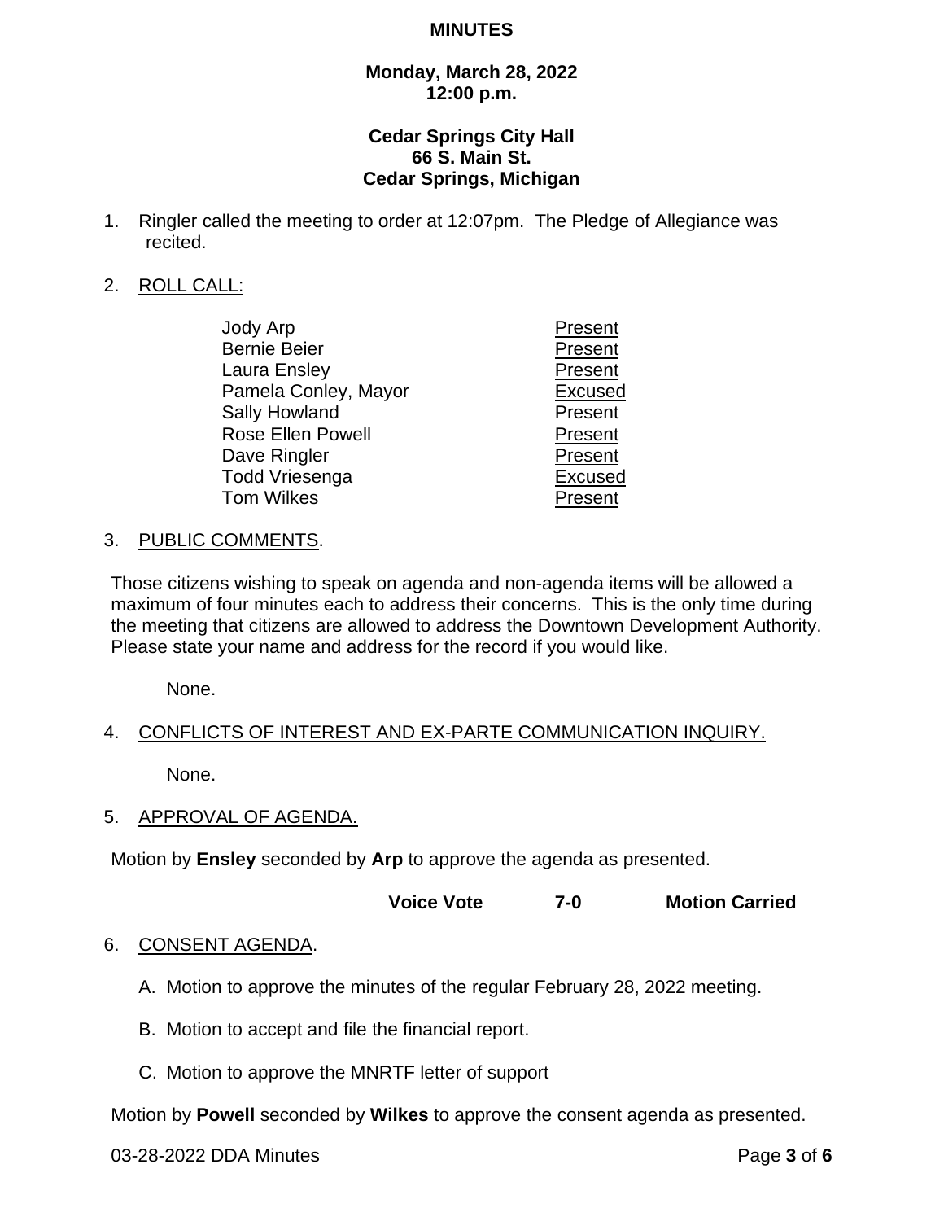# MINUTES

**Monday, March 28, 2022**
**12:00 p.m.**

**Cedar Springs City Hall**
**66 S. Main St.**
**Cedar Springs, Michigan**

1. Ringler called the meeting to order at 12:07pm. The Pledge of Allegiance was recited.

2. ROLL CALL:

| | |
|---|---|
| Jody Arp | Present |
| Bernie Beier | Present |
| Laura Ensley | Present |
| Pamela Conley, Mayor | Excused |
| Sally Howland | Present |
| Rose Ellen Powell | Present |
| Dave Ringler | Present |
| Todd Vriesenga | Excused |
| Tom Wilkes | Present |

3. PUBLIC COMMENTS.

Those citizens wishing to speak on agenda and non-agenda items will be allowed a maximum of four minutes each to address their concerns. This is the only time during the meeting that citizens are allowed to address the Downtown Development Authority. Please state your name and address for the record if you would like.

None.

4. CONFLICTS OF INTEREST AND EX-PARTE COMMUNICATION INQUIRY.

None.

5. APPROVAL OF AGENDA.

Motion by **Ensley** seconded by **Arp** to approve the agenda as presented.

**Voice Vote 7-0 Motion Carried**

6. CONSENT AGENDA.

A. Motion to approve the minutes of the regular February 28, 2022 meeting.

B. Motion to accept and file the financial report.

C. Motion to approve the MNRTF letter of support

Motion by **Powell** seconded by **Wilkes** to approve the consent agenda as presented.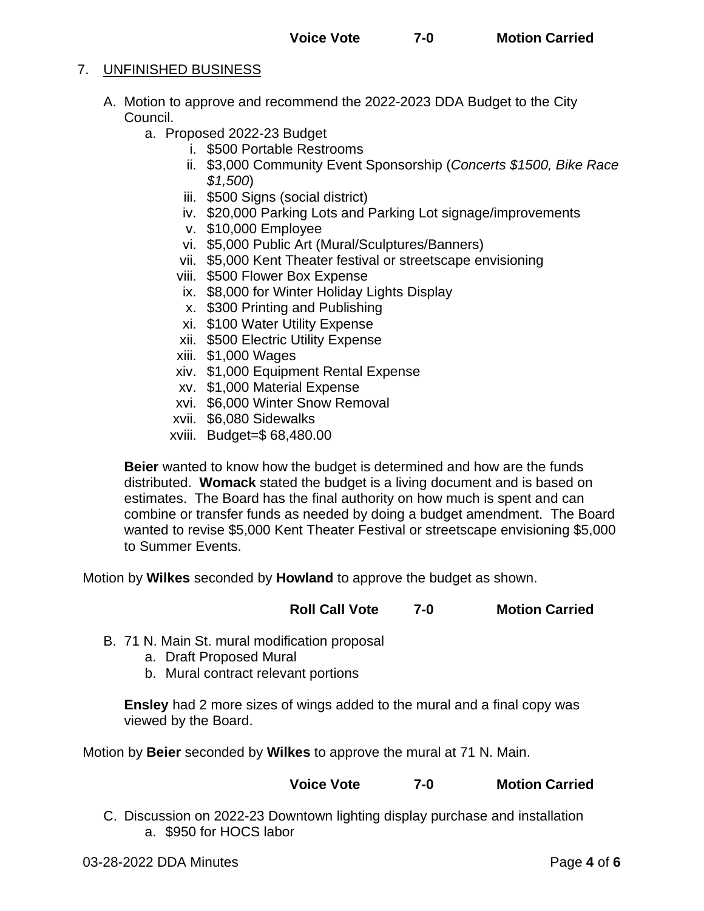**Voice Vote 7-0 Motion Carried**

7. UNFINISHED BUSINESS

   A. Motion to approve and recommend the 2022-2023 DDA Budget to the City Council.
      a. Proposed 2022-23 Budget
         i. $500 Portable Restrooms
         ii. $3,000 Community Event Sponsorship (*Concerts $1500, Bike Race $1,500*)
         iii. $500 Signs (social district)
         iv. $20,000 Parking Lots and Parking Lot signage/improvements
         v. $10,000 Employee
         vi. $5,000 Public Art (Mural/Sculptures/Banners)
         vii. $5,000 Kent Theater festival or streetscape envisioning
         viii. $500 Flower Box Expense
         ix. $8,000 for Winter Holiday Lights Display
         x. $300 Printing and Publishing
         xi. $100 Water Utility Expense
         xii. $500 Electric Utility Expense
         xiii. $1,000 Wages
         xiv. $1,000 Equipment Rental Expense
         xv. $1,000 Material Expense
         xvi. $6,000 Winter Snow Removal
         xvii. $6,080 Sidewalks
         xviii. Budget=$ 68,480.00

   **Beier** wanted to know how the budget is determined and how are the funds distributed. **Womack** stated the budget is a living document and is based on estimates. The Board has the final authority on how much is spent and can combine or transfer funds as needed by doing a budget amendment. The Board wanted to revise $5,000 Kent Theater Festival or streetscape envisioning $5,000 to Summer Events.

Motion by **Wilkes** seconded by **Howland** to approve the budget as shown.

**Roll Call Vote 7-0 Motion Carried**

   B. 71 N. Main St. mural modification proposal
      a. Draft Proposed Mural
      b. Mural contract relevant portions

   **Ensley** had 2 more sizes of wings added to the mural and a final copy was viewed by the Board.

Motion by **Beier** seconded by **Wilkes** to approve the mural at 71 N. Main.

**Voice Vote 7-0 Motion Carried**

   C. Discussion on 2022-23 Downtown lighting display purchase and installation
      a. $950 for HOCS labor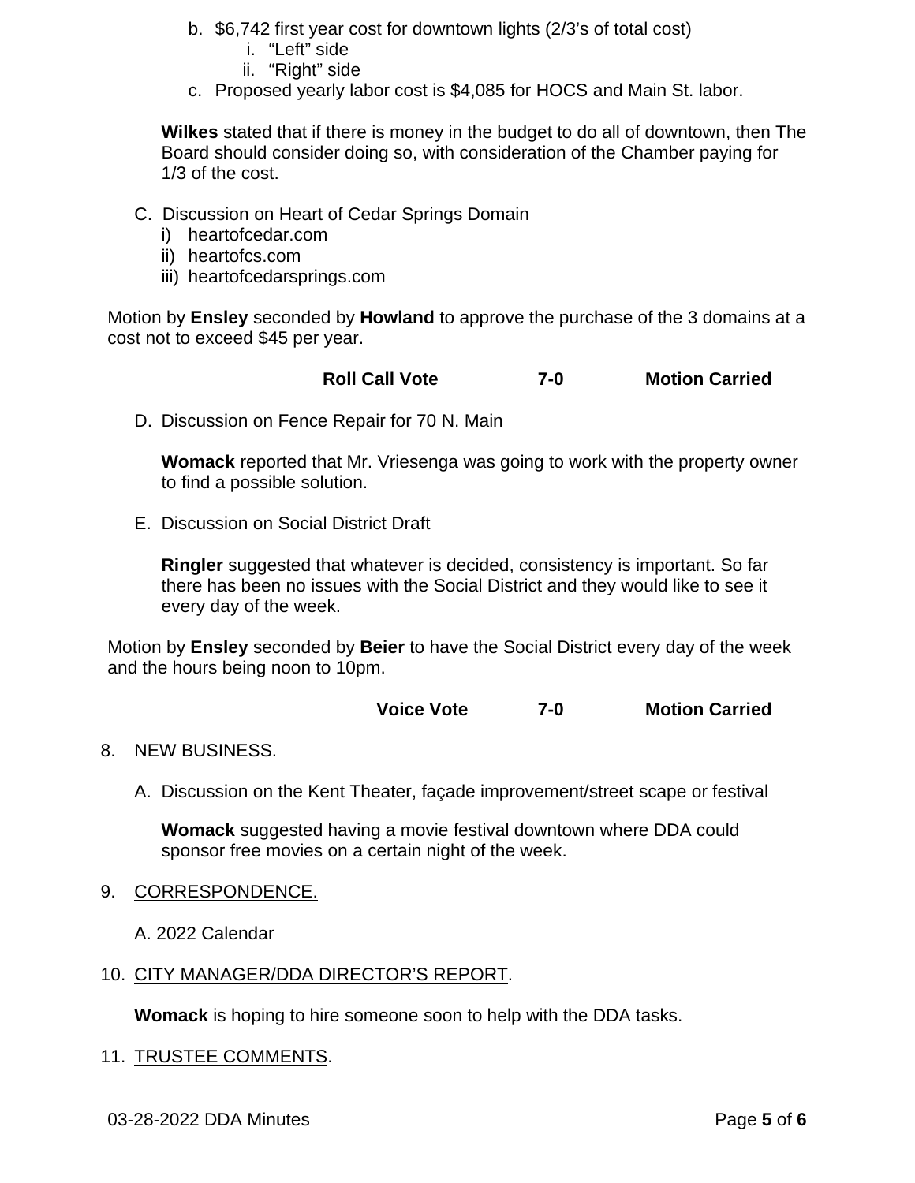b. $6,742 first year cost for downtown lights (2/3's of total cost)
      i. "Left" side
      ii. "Right" side
   c. Proposed yearly labor cost is $4,085 for HOCS and Main St. labor.

   **Wilkes** stated that if there is money in the budget to do all of downtown, then The Board should consider doing so, with consideration of the Chamber paying for 1/3 of the cost.

C. Discussion on Heart of Cedar Springs Domain
   i) heartofcedar.com
   ii) heartofcs.com
   iii) heartofcedarsprings.com

Motion by **Ensley** seconded by **Howland** to approve the purchase of the 3 domains at a cost not to exceed $45 per year.

**Roll Call Vote 7-0 Motion Carried**

D. Discussion on Fence Repair for 70 N. Main

   **Womack** reported that Mr. Vriesenga was going to work with the property owner to find a possible solution.

E. Discussion on Social District Draft

   **Ringler** suggested that whatever is decided, consistency is important. So far there has been no issues with the Social District and they would like to see it every day of the week.

Motion by **Ensley** seconded by **Beier** to have the Social District every day of the week and the hours being noon to 10pm.

**Voice Vote 7-0 Motion Carried**

8. NEW BUSINESS.

   A. Discussion on the Kent Theater, façade improvement/street scape or festival

      **Womack** suggested having a movie festival downtown where DDA could sponsor free movies on a certain night of the week.

9. CORRESPONDENCE.

   A. 2022 Calendar

10. CITY MANAGER/DDA DIRECTOR'S REPORT.

    **Womack** is hoping to hire someone soon to help with the DDA tasks.

11. TRUSTEE COMMENTS.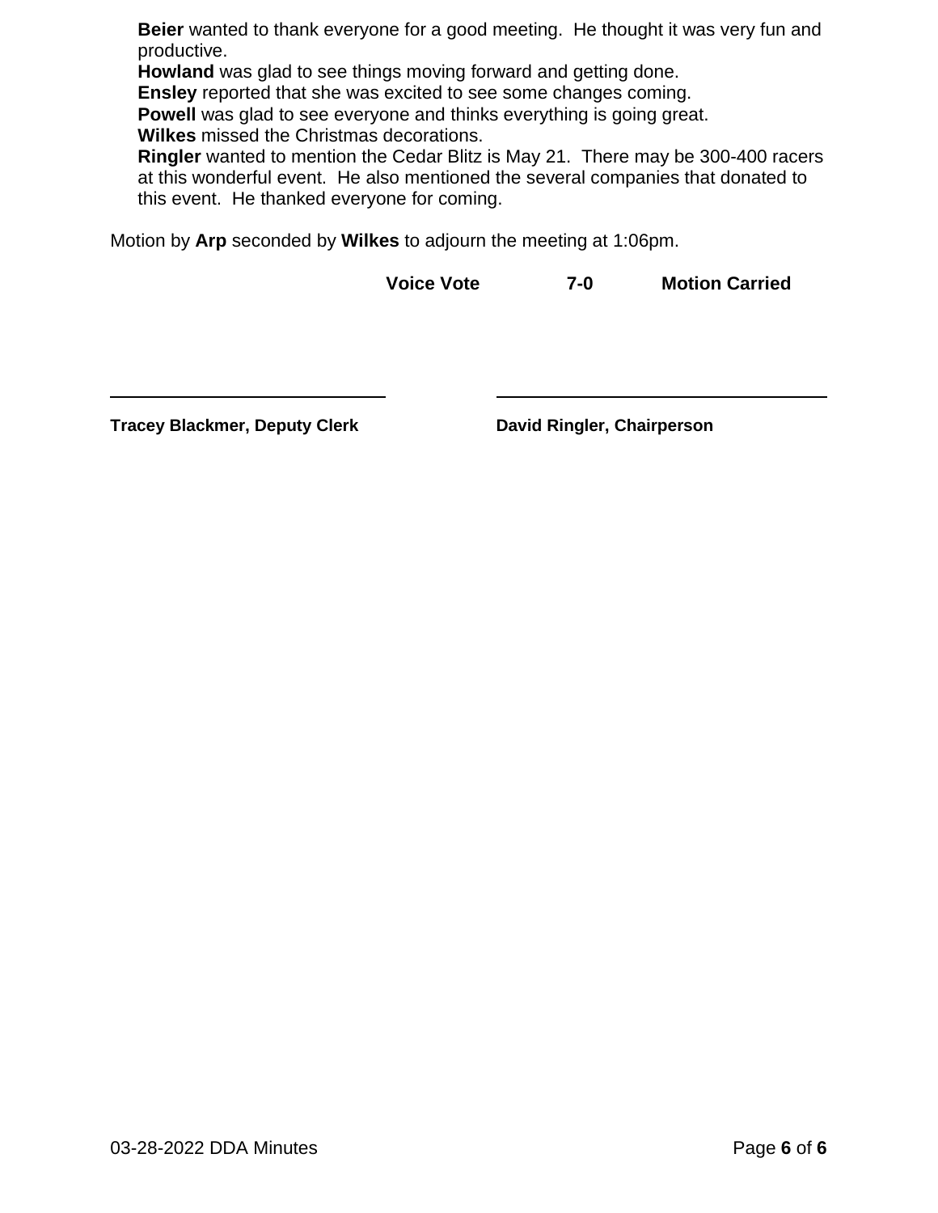**Beier** wanted to thank everyone for a good meeting. He thought it was very fun and productive.
**Howland** was glad to see things moving forward and getting done.
**Ensley** reported that she was excited to see some changes coming.
**Powell** was glad to see everyone and thinks everything is going great.
**Wilkes** missed the Christmas decorations.
**Ringler** wanted to mention the Cedar Blitz is May 21. There may be 300-400 racers at this wonderful event. He also mentioned the several companies that donated to this event. He thanked everyone for coming.

Motion by **Arp** seconded by **Wilkes** to adjourn the meeting at 1:06pm.

**Voice Vote 7-0 Motion Carried**

______________________________ ______________________________

**Tracey Blackmer, Deputy Clerk** **David Ringler, Chairperson**